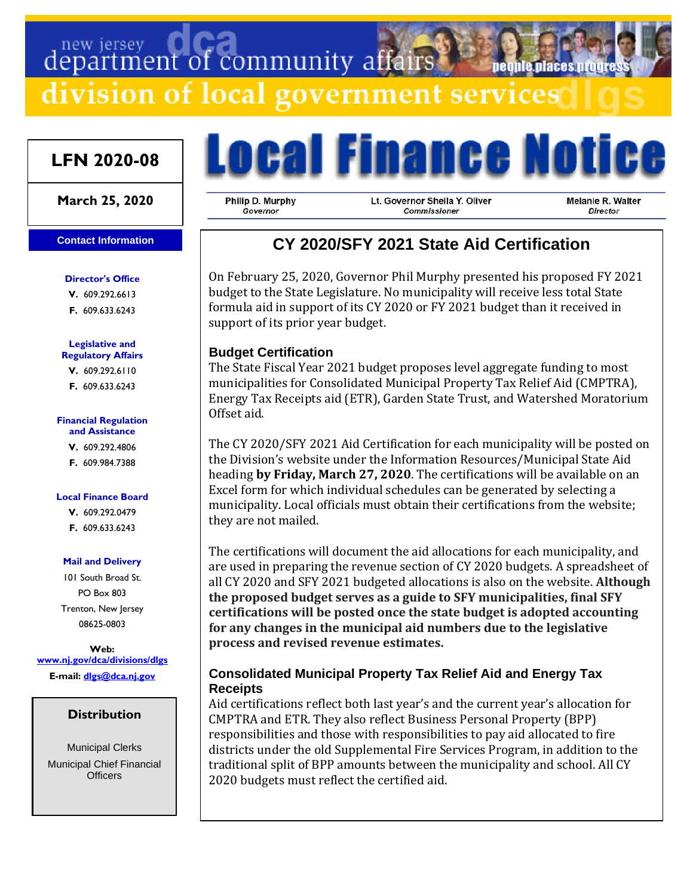new jersey department of community affairs

division of local government services

**LFN 2020-08**

**March 25, 2020**

# Local Finance Notice

| Philip D. Murphy | Lt. Governor Sheila Y. Oliver | Melanie R. Walter |
|---|---|---|
| *Governor* | *Commissioner* | *Director* |

## CY 2020/SFY 2021 State Aid Certification

On February 25, 2020, Governor Phil Murphy presented his proposed FY 2021 budget to the State Legislature. No municipality will receive less total State formula aid in support of its CY 2020 or FY 2021 budget than it received in support of its prior year budget.

### Budget Certification

The State Fiscal Year 2021 budget proposes level aggregate funding to most municipalities for Consolidated Municipal Property Tax Relief Aid (CMPTRA), Energy Tax Receipts aid (ETR), Garden State Trust, and Watershed Moratorium Offset aid.

The CY 2020/SFY 2021 Aid Certification for each municipality will be posted on the Division's website under the Information Resources/Municipal State Aid heading **by Friday, March 27, 2020**. The certifications will be available on an Excel form for which individual schedules can be generated by selecting a municipality. Local officials must obtain their certifications from the website; they are not mailed.

The certifications will document the aid allocations for each municipality, and are used in preparing the revenue section of CY 2020 budgets. A spreadsheet of all CY 2020 and SFY 2021 budgeted allocations is also on the website. **Although the proposed budget serves as a guide to SFY municipalities, final SFY certifications will be posted once the state budget is adopted accounting for any changes in the municipal aid numbers due to the legislative process and revised revenue estimates.**

### Consolidated Municipal Property Tax Relief Aid and Energy Tax Receipts

Aid certifications reflect both last year's and the current year's allocation for CMPTRA and ETR. They also reflect Business Personal Property (BPP) responsibilities and those with responsibilities to pay aid allocated to fire districts under the old Supplemental Fire Services Program, in addition to the traditional split of BPP amounts between the municipality and school. All CY 2020 budgets must reflect the certified aid.

---

**Contact Information**

**Director's Office**
**V.** 609.292.6613
**F.** 609.633.6243

**Legislative and Regulatory Affairs**
**V.** 609.292.6110
**F.** 609.633.6243

**Financial Regulation and Assistance**
**V.** 609.292.4806
**F.** 609.984.7388

**Local Finance Board**
**V.** 609.292.0479
**F.** 609.633.6243

**Mail and Delivery**
101 South Broad St.
PO Box 803
Trenton, New Jersey
08625-0803

**Web:** www.nj.gov/dca/divisions/dlgs
**E-mail:** dlgs@dca.nj.gov

**Distribution**

Municipal Clerks
Municipal Chief Financial Officers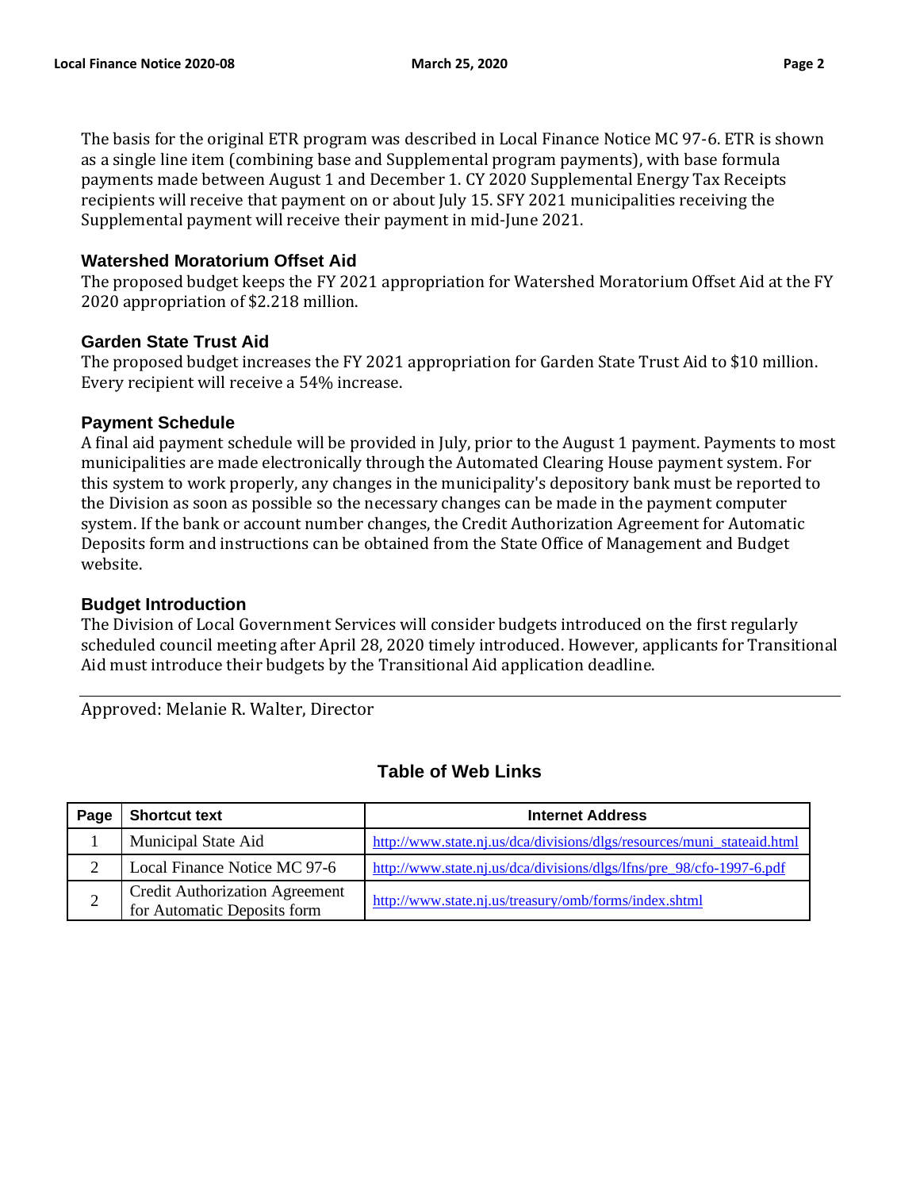The basis for the original ETR program was described in Local Finance Notice MC 97-6. ETR is shown as a single line item (combining base and Supplemental program payments), with base formula payments made between August 1 and December 1. CY 2020 Supplemental Energy Tax Receipts recipients will receive that payment on or about July 15. SFY 2021 municipalities receiving the Supplemental payment will receive their payment in mid-June 2021.

### Watershed Moratorium Offset Aid

The proposed budget keeps the FY 2021 appropriation for Watershed Moratorium Offset Aid at the FY 2020 appropriation of $2.218 million.

### Garden State Trust Aid

The proposed budget increases the FY 2021 appropriation for Garden State Trust Aid to $10 million. Every recipient will receive a 54% increase.

### Payment Schedule

A final aid payment schedule will be provided in July, prior to the August 1 payment. Payments to most municipalities are made electronically through the Automated Clearing House payment system. For this system to work properly, any changes in the municipality's depository bank must be reported to the Division as soon as possible so the necessary changes can be made in the payment computer system. If the bank or account number changes, the Credit Authorization Agreement for Automatic Deposits form and instructions can be obtained from the State Office of Management and Budget website.

### Budget Introduction

The Division of Local Government Services will consider budgets introduced on the first regularly scheduled council meeting after April 28, 2020 timely introduced. However, applicants for Transitional Aid must introduce their budgets by the Transitional Aid application deadline.

---

Approved: Melanie R. Walter, Director

## Table of Web Links

| Page | Shortcut text | Internet Address |
|---|---|---|
| 1 | Municipal State Aid | http://www.state.nj.us/dca/divisions/dlgs/resources/muni_stateaid.html |
| 2 | Local Finance Notice MC 97-6 | http://www.state.nj.us/dca/divisions/dlgs/lfns/pre_98/cfo-1997-6.pdf |
| 2 | Credit Authorization Agreement for Automatic Deposits form | http://www.state.nj.us/treasury/omb/forms/index.shtml |